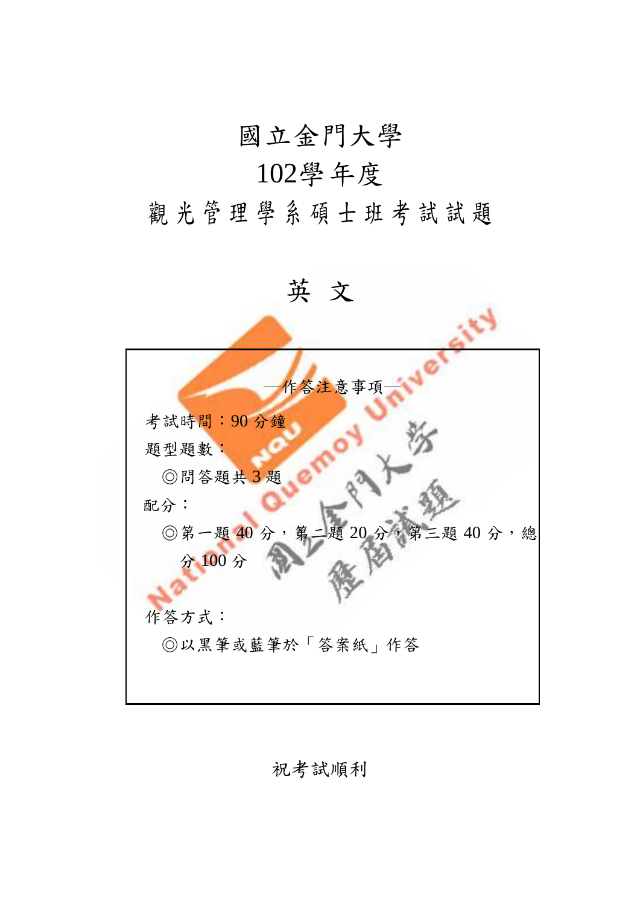# 國立金門大學

# 102學年度

# 觀光管理學系碩士班考試試題

## 英 文

—作答注意事項—

考試時間：90 分鐘

題型題數：

◎問答題共 3 題

配分：

◎第一題 40 分，第二題 20 分，第三題 40 分，總分 100 分

作答方式：

◎以黑筆或藍筆於「答案紙」作答

祝考試順利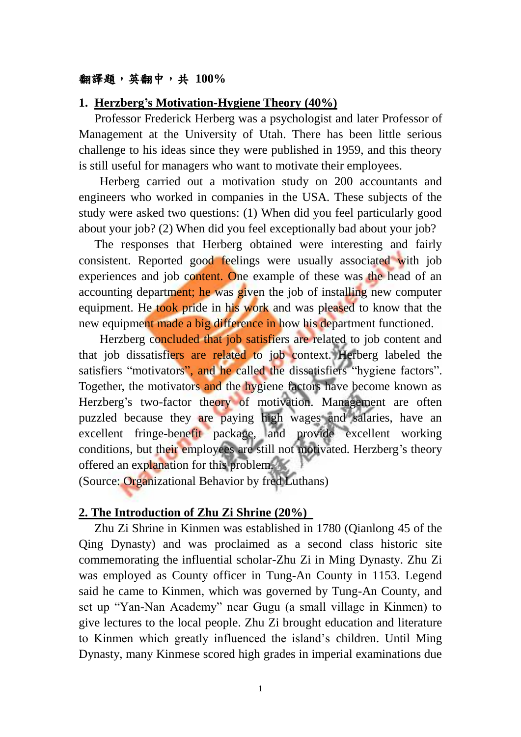**翻譯題，英翻中，共 100%**

## 1. Herzberg's Motivation-Hygiene Theory (40%)

Professor Frederick Herberg was a psychologist and later Professor of Management at the University of Utah. There has been little serious challenge to his ideas since they were published in 1959, and this theory is still useful for managers who want to motivate their employees.

Herberg carried out a motivation study on 200 accountants and engineers who worked in companies in the USA. These subjects of the study were asked two questions: (1) When did you feel particularly good about your job? (2) When did you feel exceptionally bad about your job?

The responses that Herberg obtained were interesting and fairly consistent. Reported good feelings were usually associated with job experiences and job content. One example of these was the head of an accounting department; he was given the job of installing new computer equipment. He took pride in his work and was pleased to know that the new equipment made a big difference in how his department functioned.

Herzberg concluded that job satisfiers are related to job content and that job dissatisfiers are related to job context. Herberg labeled the satisfiers "motivators", and he called the dissatisfiers "hygiene factors". Together, the motivators and the hygiene factors have become known as Herzberg's two-factor theory of motivation. Management are often puzzled because they are paying high wages and salaries, have an excellent fringe-benefit package, and provide excellent working conditions, but their employees are still not motivated. Herzberg's theory offered an explanation for this problem.

(Source: Organizational Behavior by fred Luthans)

## 2. The Introduction of Zhu Zi Shrine (20%)

Zhu Zi Shrine in Kinmen was established in 1780 (Qianlong 45 of the Qing Dynasty) and was proclaimed as a second class historic site commemorating the influential scholar-Zhu Zi in Ming Dynasty. Zhu Zi was employed as County officer in Tung-An County in 1153. Legend said he came to Kinmen, which was governed by Tung-An County, and set up "Yan-Nan Academy" near Gugu (a small village in Kinmen) to give lectures to the local people. Zhu Zi brought education and literature to Kinmen which greatly influenced the island's children. Until Ming Dynasty, many Kinmese scored high grades in imperial examinations due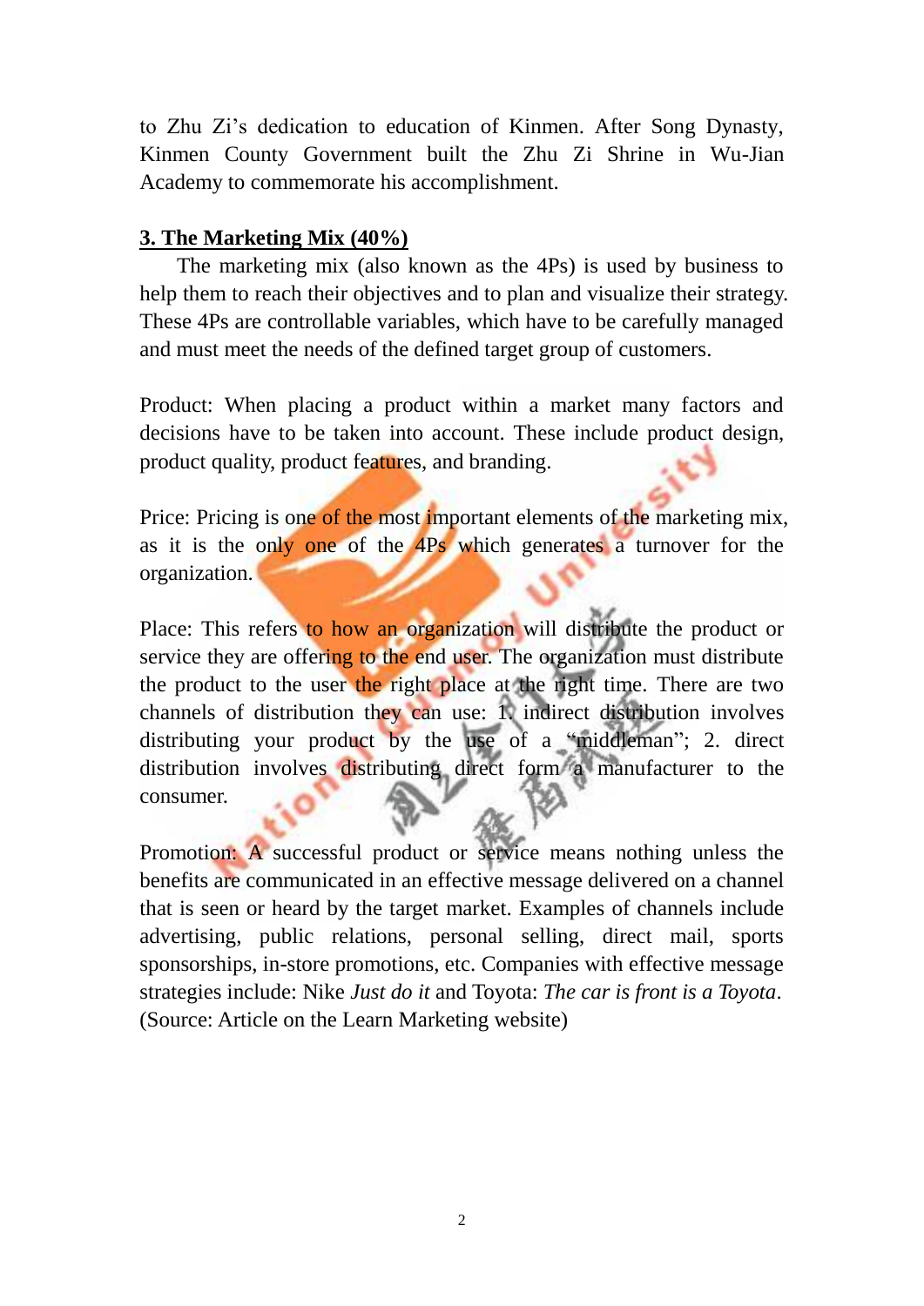to Zhu Zi's dedication to education of Kinmen. After Song Dynasty, Kinmen County Government built the Zhu Zi Shrine in Wu-Jian Academy to commemorate his accomplishment.

## 3. The Marketing Mix (40%)

The marketing mix (also known as the 4Ps) is used by business to help them to reach their objectives and to plan and visualize their strategy. These 4Ps are controllable variables, which have to be carefully managed and must meet the needs of the defined target group of customers.

Product: When placing a product within a market many factors and decisions have to be taken into account. These include product design, product quality, product features, and branding.

Price: Pricing is one of the most important elements of the marketing mix, as it is the only one of the 4Ps which generates a turnover for the organization.

Place: This refers to how an organization will distribute the product or service they are offering to the end user. The organization must distribute the product to the user the right place at the right time. There are two channels of distribution they can use: 1. indirect distribution involves distributing your product by the use of a "middleman"; 2. direct distribution involves distributing direct form a manufacturer to the consumer.

Promotion: A successful product or service means nothing unless the benefits are communicated in an effective message delivered on a channel that is seen or heard by the target market. Examples of channels include advertising, public relations, personal selling, direct mail, sports sponsorships, in-store promotions, etc. Companies with effective message strategies include: Nike *Just do it* and Toyota: *The car is front is a Toyota*. (Source: Article on the Learn Marketing website)